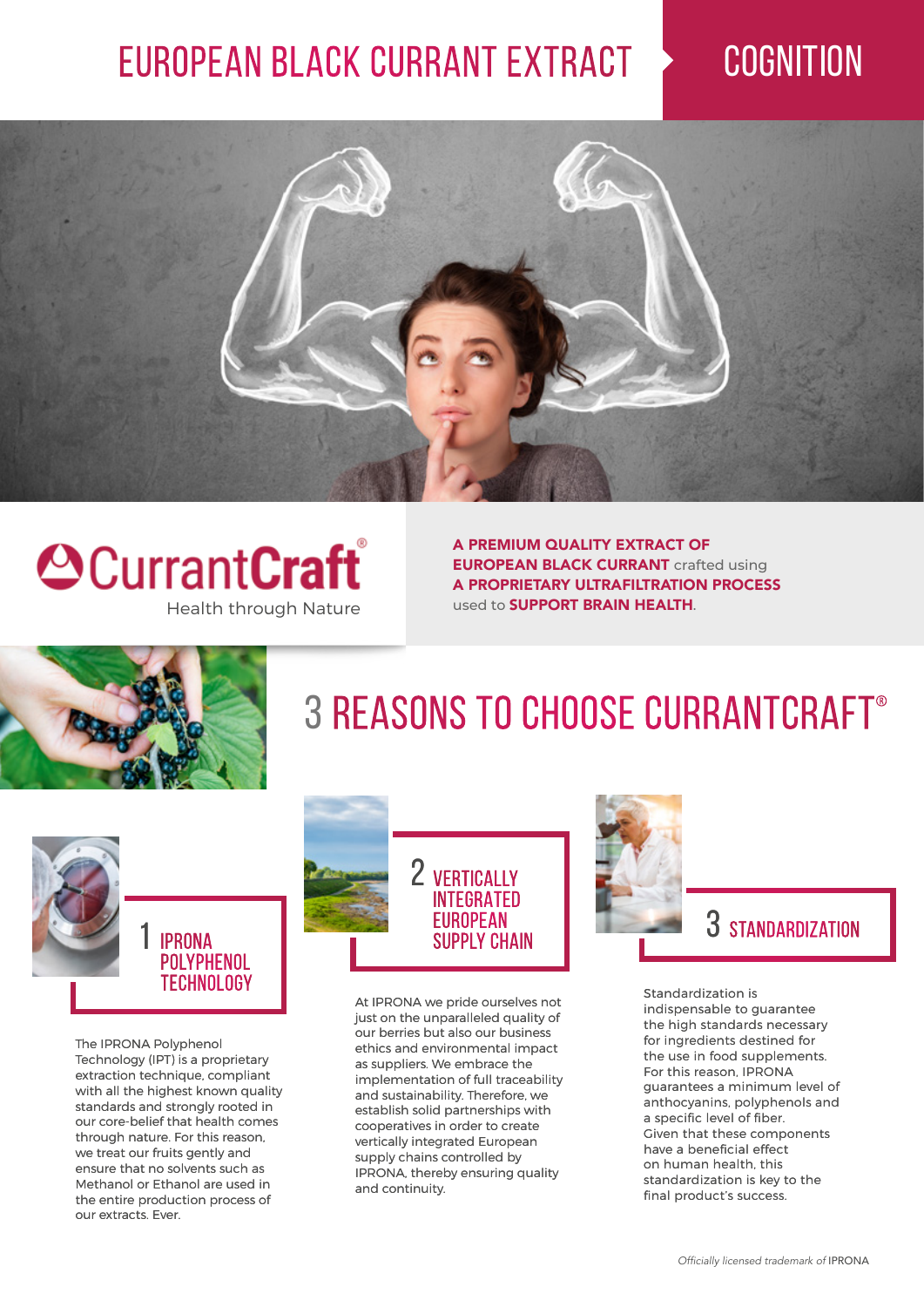# EUROPEAN BLACK CURRANT EXTRACT

## COGNITION

**CurrantCraft®**

Health through Nature

**A PREMIUM QUALITY EXTRACT OF EUROPEAN BLACK CURRANT** crafted using **A PROPRIETARY ULTRAFILTRATION PROCESS** used to **SUPPORT BRAIN HEALTH**.

# 3 REASONS TO CHOOSE CURRANTCRAFT®

## 1 IPRONA POLYPHENOL TECHNOLOGY

The IPRONA Polyphenol Technology (IPT) is a proprietary extraction technique, compliant with all the highest known quality standards and strongly rooted in our core-belief that health comes through nature. For this reason, we treat our fruits gently and ensure that no solvents such as Methanol or Ethanol are used in the entire production process of our extracts. Ever.

## 2 VERTICALLY INTEGRATED EUROPEAN SUPPLY CHAIN

At IPRONA we pride ourselves not just on the unparalleled quality of our berries but also our business ethics and environmental impact as suppliers. We embrace the implementation of full traceability and sustainability. Therefore, we establish solid partnerships with cooperatives in order to create vertically integrated European supply chains controlled by IPRONA, thereby ensuring quality and continuity.

## 3 STANDARDIZATION

Standardization is indispensable to guarantee the high standards necessary for ingredients destined for the use in food supplements. For this reason, IPRONA guarantees a minimum level of anthocyanins, polyphenols and a specific level of fiber. Given that these components have a beneficial effect on human health, this standardization is key to the final product's success.

*Officially licensed trademark of* IPRONA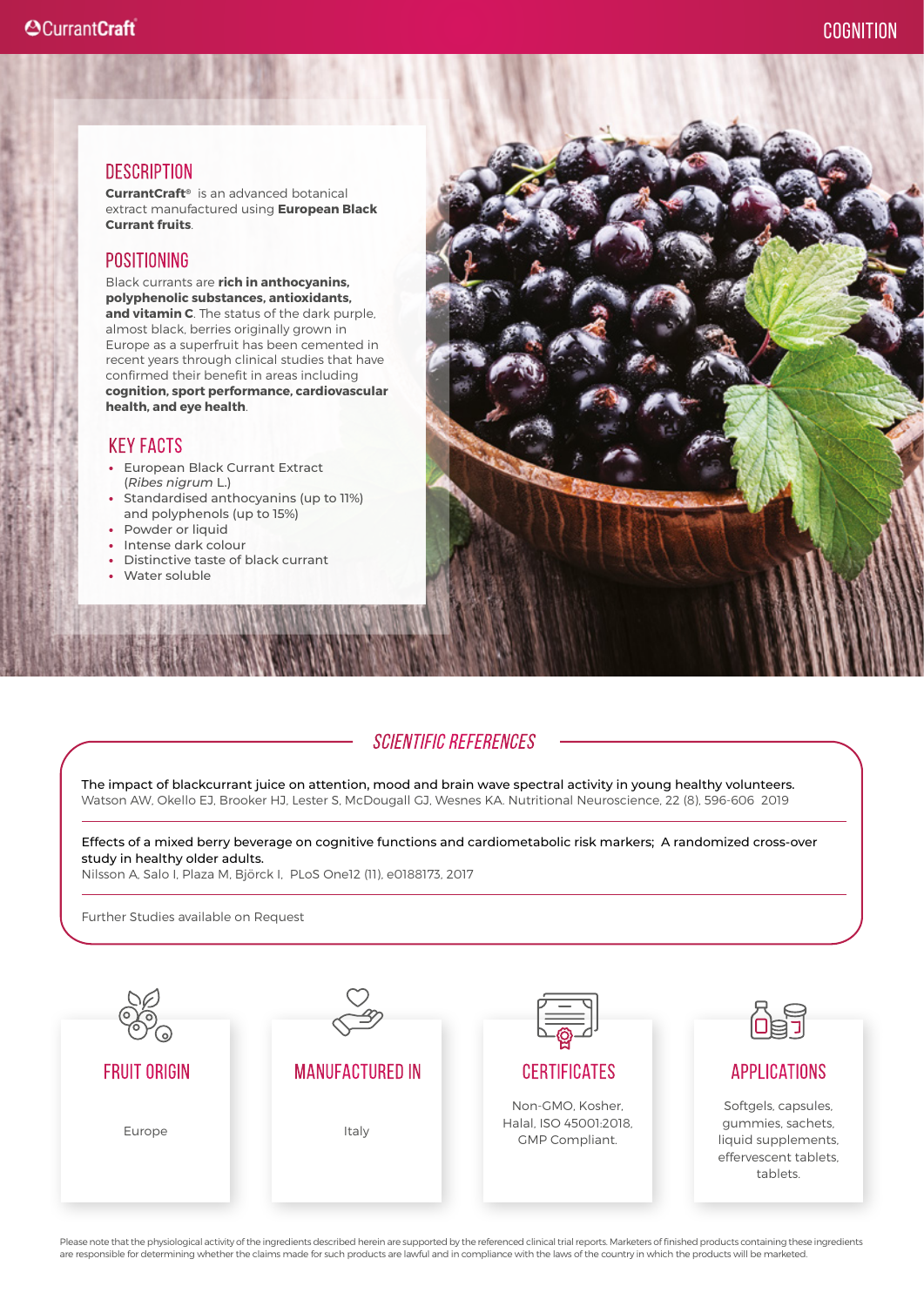# COGNITION

## DESCRIPTION

**CurrantCraft®** is an advanced botanical extract manufactured using **European Black Currant fruits**.

## POSITIONING

Black currants are **rich in anthocyanins, polyphenolic substances, antioxidants, and vitamin C**. The status of the dark purple, almost black, berries originally grown in Europe as a superfruit has been cemented in recent years through clinical studies that have confirmed their benefit in areas including **cognition, sport performance, cardiovascular health, and eye health**.

## KEY FACTS

- European Black Currant Extract (*Ribes nigrum* L.)
- Standardised anthocyanins (up to 11%) and polyphenols (up to 15%)
- Powder or liquid
- Intense dark colour
- Distinctive taste of black currant
- Water soluble

## *SCIENTIFIC REFERENCES*

The impact of blackcurrant juice on attention, mood and brain wave spectral activity in young healthy volunteers.
Watson AW, Okello EJ, Brooker HJ, Lester S, McDougall GJ, Wesnes KA. Nutritional Neuroscience, 22 (8), 596-606 2019

Effects of a mixed berry beverage on cognitive functions and cardiometabolic risk markers; A randomized cross-over study in healthy older adults.
Nilsson A, Salo I, Plaza M, Björck I, PLoS One12 (11), e0188173, 2017

Further Studies available on Request

### FRUIT ORIGIN

Europe

### MANUFACTURED IN

Italy

### CERTIFICATES

Non-GMO, Kosher, Halal, ISO 45001:2018, GMP Compliant.

### APPLICATIONS

Softgels, capsules, gummies, sachets, liquid supplements, effervescent tablets, tablets.

Please note that the physiological activity of the ingredients described herein are supported by the referenced clinical trial reports. Marketers of finished products containing these ingredients are responsible for determining whether the claims made for such products are lawful and in compliance with the laws of the country in which the products will be marketed.